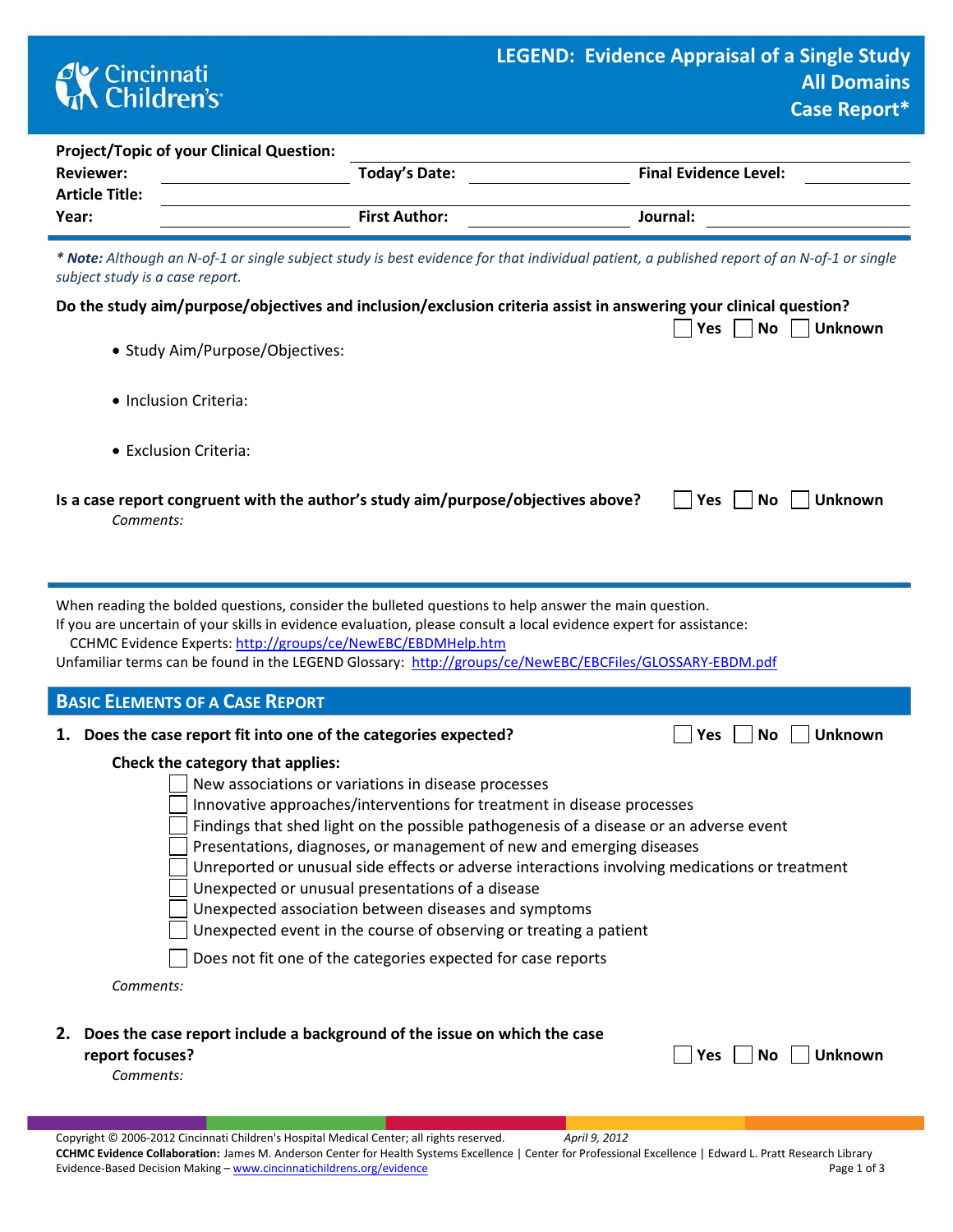# LEGEND: Evidence Appraisal of a Single Study
## All Domains
## Case Report*

Cincinnati Children's

**Project/Topic of your Clinical Question:** ______________________________

**Reviewer:** ____________ **Today's Date:** ____________ **Final Evidence Level:** ____________

**Article Title:** ______________________________

**Year:** ____________ **First Author:** ____________ **Journal:** ____________

*** Note:** *Although an N-of-1 or single subject study is best evidence for that individual patient, a published report of an N-of-1 or single subject study is a case report.*

**Do the study aim/purpose/objectives and inclusion/exclusion criteria assist in answering your clinical question?** ☐ Yes ☐ No ☐ Unknown

- Study Aim/Purpose/Objectives:
- Inclusion Criteria:
- Exclusion Criteria:

**Is a case report congruent with the author's study aim/purpose/objectives above?** ☐ Yes ☐ No ☐ Unknown

*Comments:*

---

When reading the bolded questions, consider the bulleted questions to help answer the main question.
If you are uncertain of your skills in evidence evaluation, please consult a local evidence expert for assistance:
CCHMC Evidence Experts: http://groups/ce/NewEBC/EBDMHelp.htm
Unfamiliar terms can be found in the LEGEND Glossary: http://groups/ce/NewEBC/EBCFiles/GLOSSARY-EBDM.pdf

## Basic Elements of a Case Report

**1. Does the case report fit into one of the categories expected?** ☐ Yes ☐ No ☐ Unknown

**Check the category that applies:**

- ☐ New associations or variations in disease processes
- ☐ Innovative approaches/interventions for treatment in disease processes
- ☐ Findings that shed light on the possible pathogenesis of a disease or an adverse event
- ☐ Presentations, diagnoses, or management of new and emerging diseases
- ☐ Unreported or unusual side effects or adverse interactions involving medications or treatment
- ☐ Unexpected or unusual presentations of a disease
- ☐ Unexpected association between diseases and symptoms
- ☐ Unexpected event in the course of observing or treating a patient
- ☐ Does not fit one of the categories expected for case reports

*Comments:*

**2. Does the case report include a background of the issue on which the case report focuses?** ☐ Yes ☐ No ☐ Unknown

*Comments:*

Copyright © 2006-2012 Cincinnati Children's Hospital Medical Center; all rights reserved. *April 9, 2012*
**CCHMC Evidence Collaboration:** James M. Anderson Center for Health Systems Excellence | Center for Professional Excellence | Edward L. Pratt Research Library
Evidence-Based Decision Making – www.cincinnatichildrens.org/evidence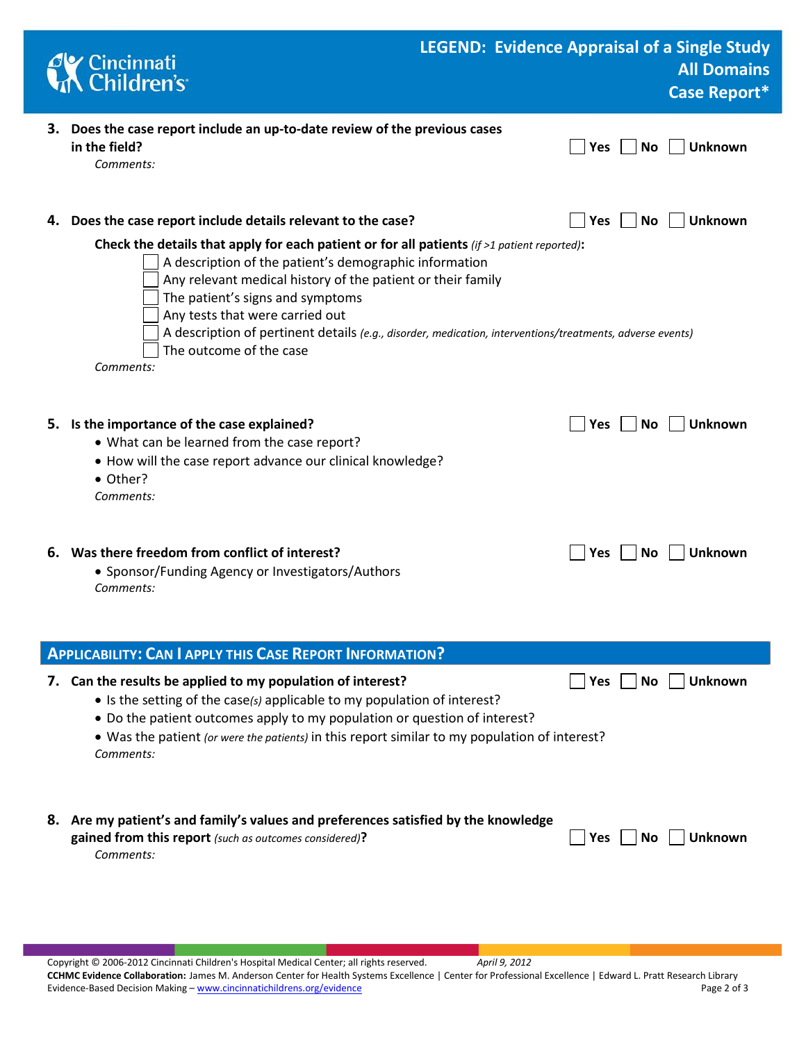**3. Does the case report include an up-to-date review of the previous cases in the field?** ☐ Yes ☐ No ☐ Unknown

*Comments:*

**4. Does the case report include details relevant to the case?** ☐ Yes ☐ No ☐ Unknown

**Check the details that apply for each patient or for all patients** *(if >1 patient reported)***:**

- ☐ A description of the patient's demographic information
- ☐ Any relevant medical history of the patient or their family
- ☐ The patient's signs and symptoms
- ☐ Any tests that were carried out
- ☐ A description of pertinent details *(e.g., disorder, medication, interventions/treatments, adverse events)*
- ☐ The outcome of the case

*Comments:*

**5. Is the importance of the case explained?** ☐ Yes ☐ No ☐ Unknown

- What can be learned from the case report?
- How will the case report advance our clinical knowledge?
- Other?

*Comments:*

**6. Was there freedom from conflict of interest?** ☐ Yes ☐ No ☐ Unknown

- Sponsor/Funding Agency or Investigators/Authors

*Comments:*

## Applicability: Can I apply this Case Report Information?

**7. Can the results be applied to my population of interest?** ☐ Yes ☐ No ☐ Unknown

- Is the setting of the case*(s)* applicable to my population of interest?
- Do the patient outcomes apply to my population or question of interest?
- Was the patient *(or were the patients)* in this report similar to my population of interest?

*Comments:*

**8. Are my patient's and family's values and preferences satisfied by the knowledge gained from this report** *(such as outcomes considered)***?** ☐ Yes ☐ No ☐ Unknown

*Comments:*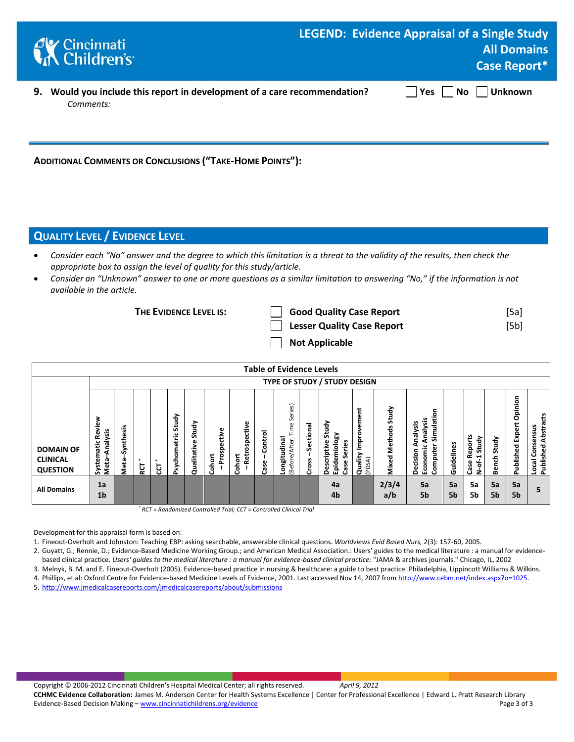# LEGEND: Evidence Appraisal of a Single Study
## All Domains
## Case Report*

**9. Would you include this report in development of a care recommendation?** ☐ Yes ☐ No ☐ Unknown

*Comments:*

**ADDITIONAL COMMENTS OR CONCLUSIONS ("TAKE-HOME POINTS"):**

## QUALITY LEVEL / EVIDENCE LEVEL

- *Consider each "No" answer and the degree to which this limitation is a threat to the validity of the results, then check the appropriate box to assign the level of quality for this study/article.*
- *Consider an "Unknown" answer to one or more questions as a similar limitation to answering "No," if the information is not available in the article.*

**THE EVIDENCE LEVEL IS:**

☐ **Good Quality Case Report** [5a]

☐ **Lesser Quality Case Report** [5b]

☐ **Not Applicable**

**Table of Evidence Levels**

| DOMAIN OF CLINICAL QUESTION | Systematic Review Meta-Analysis | Meta-Synthesis | RCT[+] | CCT[+] | Psychometric Study | Qualitative Study | Cohort – Prospective | Cohort – Retrospective | Case – Control | Longitudinal (Before/After, Time Series) | Cross – Sectional | Descriptive Study Epidemiology Case Series | Quality Improvement (PDSA) | Mixed Methods Study | Decision Analysis Economic Analysis Computer Simulation | Guidelines | Case Reports N-of-1 Study | Bench Study | Published Expert Opinion | Local Consensus Published Abstracts |
|---|---|---|---|---|---|---|---|---|---|---|---|---|---|---|---|---|---|---|---|---|
| **All Domains** | 1a 1b | | | | | | | | | | | 4a 4b | | 2/3/4 a/b | 5a 5b | 5a 5b | 5a 5b | 5a 5b | 5a 5b | 5 |

[+] *RCT = Randomized Controlled Trial; CCT = Controlled Clinical Trial*

Development for this appraisal form is based on:

1. Fineout-Overholt and Johnston: Teaching EBP: asking searchable, answerable clinical questions. *Worldviews Evid Based Nurs,* 2(3): 157-60, 2005.
2. Guyatt, G.; Rennie, D.; Evidence-Based Medicine Working Group.; and American Medical Association.: Users' guides to the medical literature : a manual for evidence-based clinical practice. *Users' guides to the medical literature : a manual for evidence-based clinical practice:* "JAMA & archives journals." Chicago, IL, 2002
3. Melnyk, B. M. and E. Fineout-Overholt (2005). Evidence-based practice in nursing & healthcare: a guide to best practice. Philadelphia, Lippincott Williams & Wilkins.
4. Phillips, et al: Oxford Centre for Evidence-based Medicine Levels of Evidence, 2001. Last accessed Nov 14, 2007 from http://www.cebm.net/index.aspx?o=1025.
5. http://www.jmedicalcasereports.com/jmedicalcasereports/about/submissions

Copyright © 2006-2012 Cincinnati Children's Hospital Medical Center; all rights reserved. *April 9, 2012*

**CCHMC Evidence Collaboration:** James M. Anderson Center for Health Systems Excellence | Center for Professional Excellence | Edward L. Pratt Research Library

Evidence-Based Decision Making – www.cincinnatichildrens.org/evidence